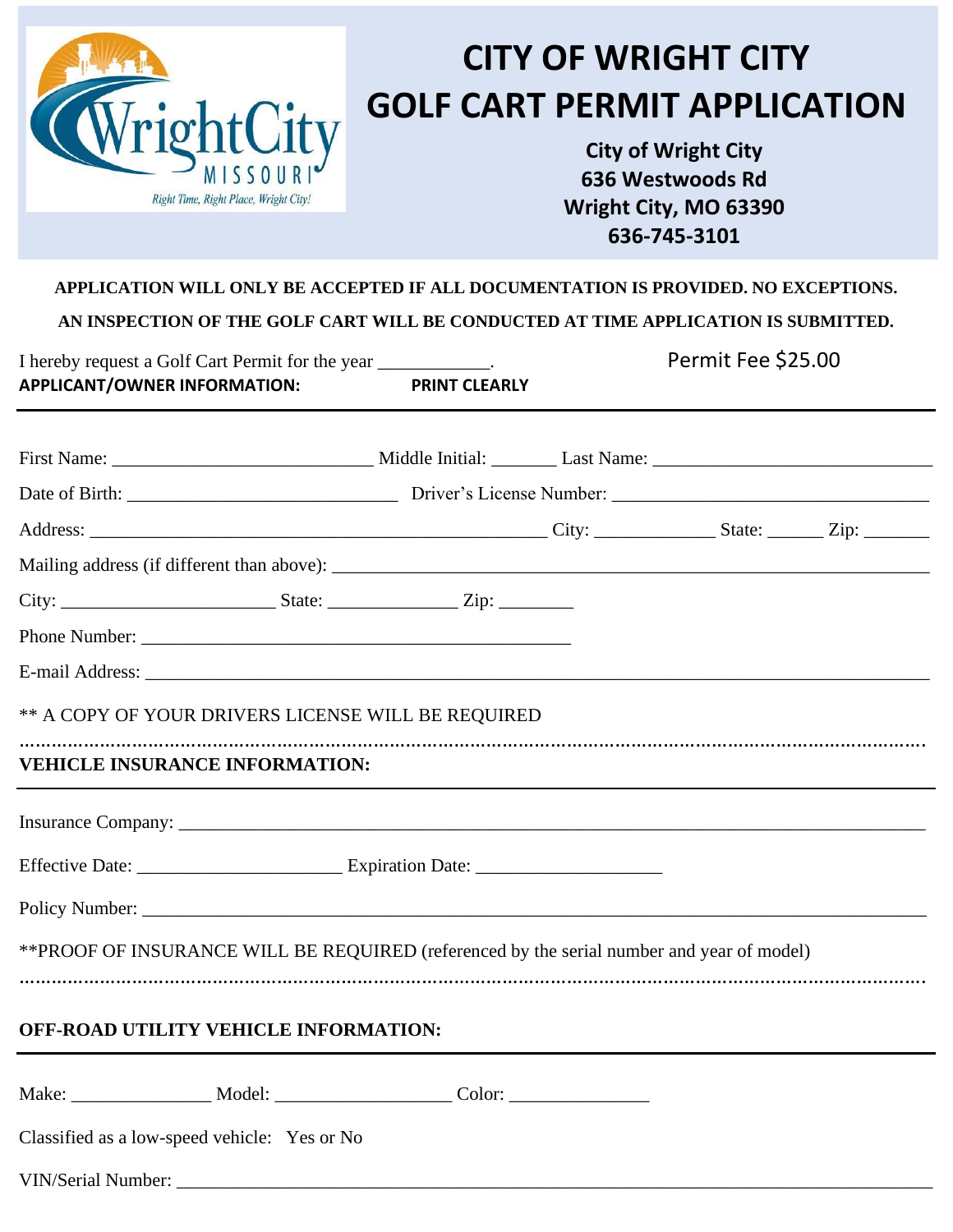# CITY OF WRIGHT CITY
# GOLF CART PERMIT APPLICATION

**City of Wright City**
**636 Westwoods Rd**
**Wright City, MO 63390**
**636-745-3101**

**APPLICATION WILL ONLY BE ACCEPTED IF ALL DOCUMENTATION IS PROVIDED. NO EXCEPTIONS.**

**AN INSPECTION OF THE GOLF CART WILL BE CONDUCTED AT TIME APPLICATION IS SUBMITTED.**

I hereby request a Golf Cart Permit for the year ____________. Permit Fee $25.00

**APPLICANT/OWNER INFORMATION:** **PRINT CLEARLY**

---

First Name: ___________________________ Middle Initial: _______ Last Name: ______________________________

Date of Birth: ____________________________ Driver's License Number: _________________________________

Address: ________________________________________________ City: _____________ State: ______ Zip: _______

Mailing address (if different than above): _____________________________________________________________

City: ______________________ State: ______________ Zip: ________

Phone Number: _____________________________________________

E-mail Address: _______________________________________________________________________________

** A COPY OF YOUR DRIVERS LICENSE WILL BE REQUIRED

**VEHICLE INSURANCE INFORMATION:**

---

Insurance Company: ____________________________________________________________________________

Effective Date: _____________________ Expiration Date: ____________________

Policy Number: _________________________________________________________________________________

**PROOF OF INSURANCE WILL BE REQUIRED (referenced by the serial number and year of model)

**OFF-ROAD UTILITY VEHICLE INFORMATION:**

---

Make: ______________ Model: __________________ Color: _______________

Classified as a low-speed vehicle: Yes or No

VIN/Serial Number: _____________________________________________________________________________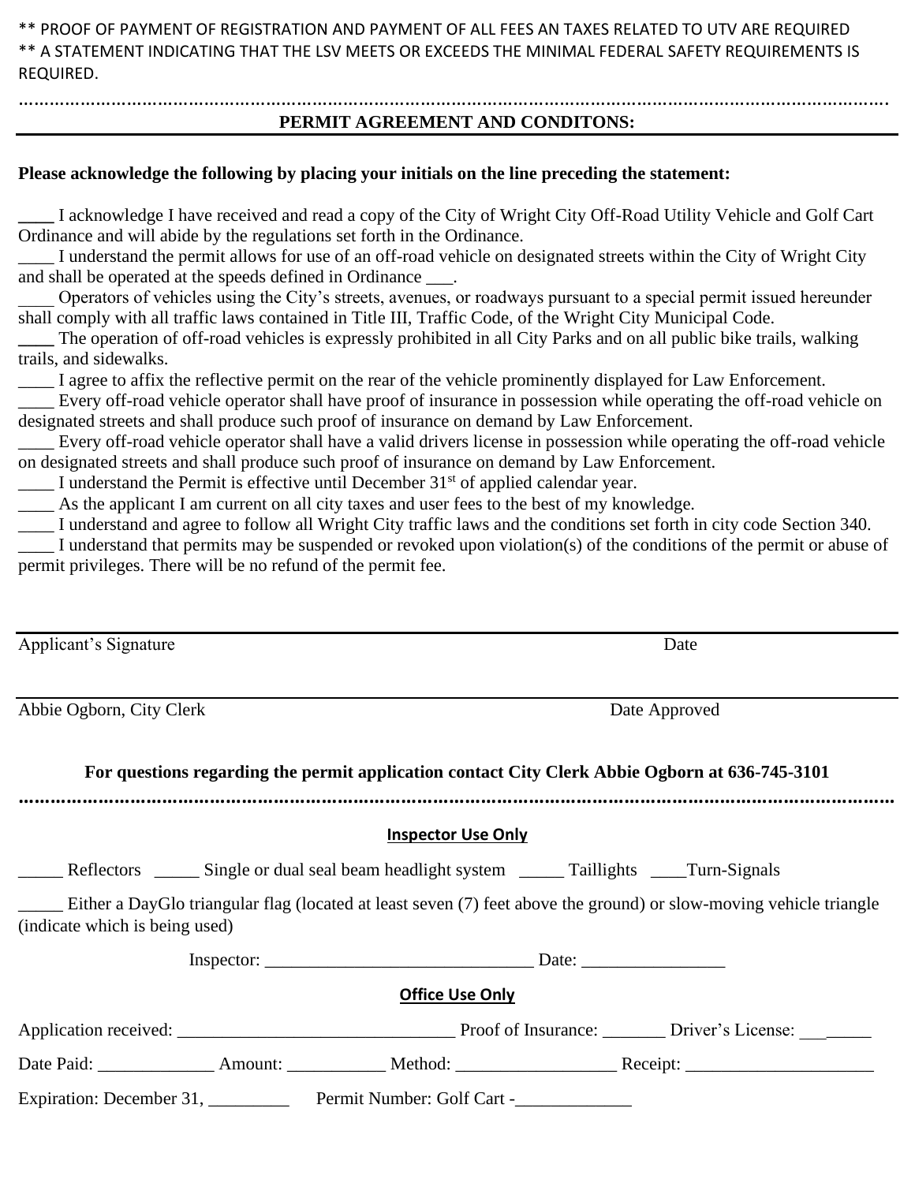** PROOF OF PAYMENT OF REGISTRATION AND PAYMENT OF ALL FEES AN TAXES RELATED TO UTV ARE REQUIRED
** A STATEMENT INDICATING THAT THE LSV MEETS OR EXCEEDS THE MINIMAL FEDERAL SAFETY REQUIREMENTS IS REQUIRED.

---

## PERMIT AGREEMENT AND CONDITONS:

**Please acknowledge the following by placing your initials on the line preceding the statement:**

____ I acknowledge I have received and read a copy of the City of Wright City Off-Road Utility Vehicle and Golf Cart Ordinance and will abide by the regulations set forth in the Ordinance.
____ I understand the permit allows for use of an off-road vehicle on designated streets within the City of Wright City and shall be operated at the speeds defined in Ordinance ___.
____ Operators of vehicles using the City's streets, avenues, or roadways pursuant to a special permit issued hereunder shall comply with all traffic laws contained in Title III, Traffic Code, of the Wright City Municipal Code.
____ The operation of off-road vehicles is expressly prohibited in all City Parks and on all public bike trails, walking trails, and sidewalks.
____ I agree to affix the reflective permit on the rear of the vehicle prominently displayed for Law Enforcement.
____ Every off-road vehicle operator shall have proof of insurance in possession while operating the off-road vehicle on designated streets and shall produce such proof of insurance on demand by Law Enforcement.
____ Every off-road vehicle operator shall have a valid drivers license in possession while operating the off-road vehicle on designated streets and shall produce such proof of insurance on demand by Law Enforcement.
____ I understand the Permit is effective until December 31st of applied calendar year.
____ As the applicant I am current on all city taxes and user fees to the best of my knowledge.
____ I understand and agree to follow all Wright City traffic laws and the conditions set forth in city code Section 340.
____ I understand that permits may be suspended or revoked upon violation(s) of the conditions of the permit or abuse of permit privileges. There will be no refund of the permit fee.

Applicant's Signature ______________________________ Date ____________

Abbie Ogborn, City Clerk ______________________________ Date Approved ____________

**For questions regarding the permit application contact City Clerk Abbie Ogborn at 636-745-3101**

---

### Inspector Use Only

_____ Reflectors _____ Single or dual seal beam headlight system _____ Taillights ____Turn-Signals

_____ Either a DayGlo triangular flag (located at least seven (7) feet above the ground) or slow-moving vehicle triangle (indicate which is being used)

Inspector: ______________________________ Date: ________________

### Office Use Only

Application received: ______________________________ Proof of Insurance: _______ Driver's License: ________

Date Paid: _____________ Amount: ___________ Method: _________________ Receipt: _____________________

Expiration: December 31, _________ Permit Number: Golf Cart -_____________